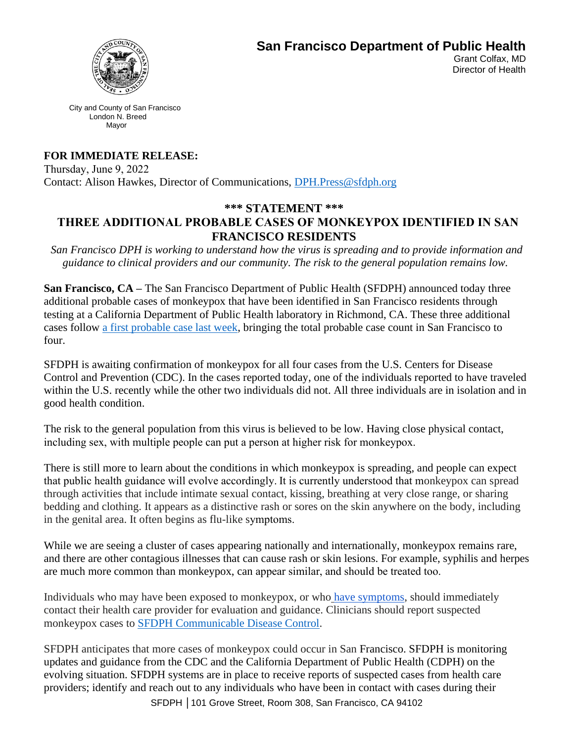# San Francisco Department of Public Health

Grant Colfax, MD
Director of Health

City and County of San Francisco
London N. Breed
Mayor

**FOR IMMEDIATE RELEASE:**
Thursday, June 9, 2022
Contact: Alison Hawkes, Director of Communications, DPH.Press@sfdph.org

## *** STATEMENT ***

## THREE ADDITIONAL PROBABLE CASES OF MONKEYPOX IDENTIFIED IN SAN FRANCISCO RESIDENTS

*San Francisco DPH is working to understand how the virus is spreading and to provide information and guidance to clinical providers and our community. The risk to the general population remains low.*

**San Francisco, CA –** The San Francisco Department of Public Health (SFDPH) announced today three additional probable cases of monkeypox that have been identified in San Francisco residents through testing at a California Department of Public Health laboratory in Richmond, CA. These three additional cases follow [a first probable case last week](), bringing the total probable case count in San Francisco to four.

SFDPH is awaiting confirmation of monkeypox for all four cases from the U.S. Centers for Disease Control and Prevention (CDC). In the cases reported today, one of the individuals reported to have traveled within the U.S. recently while the other two individuals did not. All three individuals are in isolation and in good health condition.

The risk to the general population from this virus is believed to be low. Having close physical contact, including sex, with multiple people can put a person at higher risk for monkeypox.

There is still more to learn about the conditions in which monkeypox is spreading, and people can expect that public health guidance will evolve accordingly. It is currently understood that monkeypox can spread through activities that include intimate sexual contact, kissing, breathing at very close range, or sharing bedding and clothing. It appears as a distinctive rash or sores on the skin anywhere on the body, including in the genital area. It often begins as flu-like symptoms.

While we are seeing a cluster of cases appearing nationally and internationally, monkeypox remains rare, and there are other contagious illnesses that can cause rash or skin lesions. For example, syphilis and herpes are much more common than monkeypox, can appear similar, and should be treated too.

Individuals who may have been exposed to monkeypox, or who [have symptoms](), should immediately contact their health care provider for evaluation and guidance. Clinicians should report suspected monkeypox cases to [SFDPH Communicable Disease Control]().

SFDPH anticipates that more cases of monkeypox could occur in San Francisco. SFDPH is monitoring updates and guidance from the CDC and the California Department of Public Health (CDPH) on the evolving situation. SFDPH systems are in place to receive reports of suspected cases from health care providers; identify and reach out to any individuals who have been in contact with cases during their

SFDPH │101 Grove Street, Room 308, San Francisco, CA 94102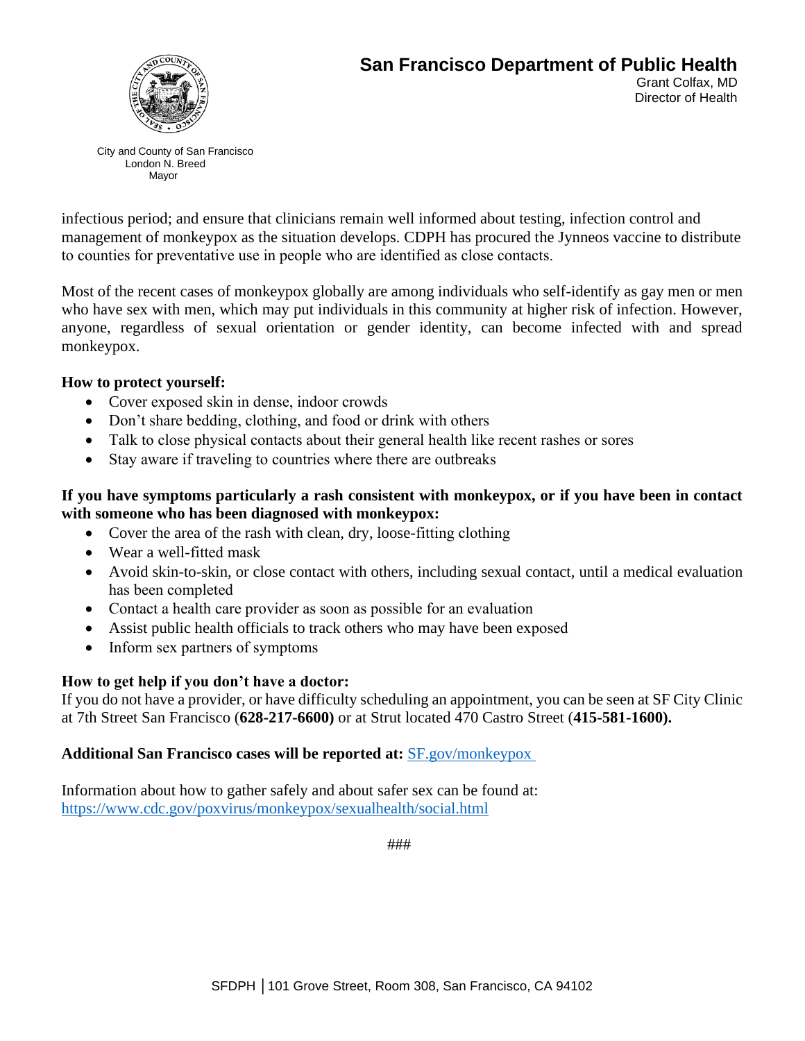infectious period; and ensure that clinicians remain well informed about testing, infection control and management of monkeypox as the situation develops. CDPH has procured the Jynneos vaccine to distribute to counties for preventative use in people who are identified as close contacts.

Most of the recent cases of monkeypox globally are among individuals who self-identify as gay men or men who have sex with men, which may put individuals in this community at higher risk of infection. However, anyone, regardless of sexual orientation or gender identity, can become infected with and spread monkeypox.

**How to protect yourself:**

- Cover exposed skin in dense, indoor crowds
- Don't share bedding, clothing, and food or drink with others
- Talk to close physical contacts about their general health like recent rashes or sores
- Stay aware if traveling to countries where there are outbreaks

**If you have symptoms particularly a rash consistent with monkeypox, or if you have been in contact with someone who has been diagnosed with monkeypox:**

- Cover the area of the rash with clean, dry, loose-fitting clothing
- Wear a well-fitted mask
- Avoid skin-to-skin, or close contact with others, including sexual contact, until a medical evaluation has been completed
- Contact a health care provider as soon as possible for an evaluation
- Assist public health officials to track others who may have been exposed
- Inform sex partners of symptoms

**How to get help if you don't have a doctor:**
If you do not have a provider, or have difficulty scheduling an appointment, you can be seen at SF City Clinic at 7th Street San Francisco (**628-217-6600)** or at Strut located 470 Castro Street (**415-581-1600).**

**Additional San Francisco cases will be reported at:** SF.gov/monkeypox

Information about how to gather safely and about safer sex can be found at:
https://www.cdc.gov/poxvirus/monkeypox/sexualhealth/social.html

###